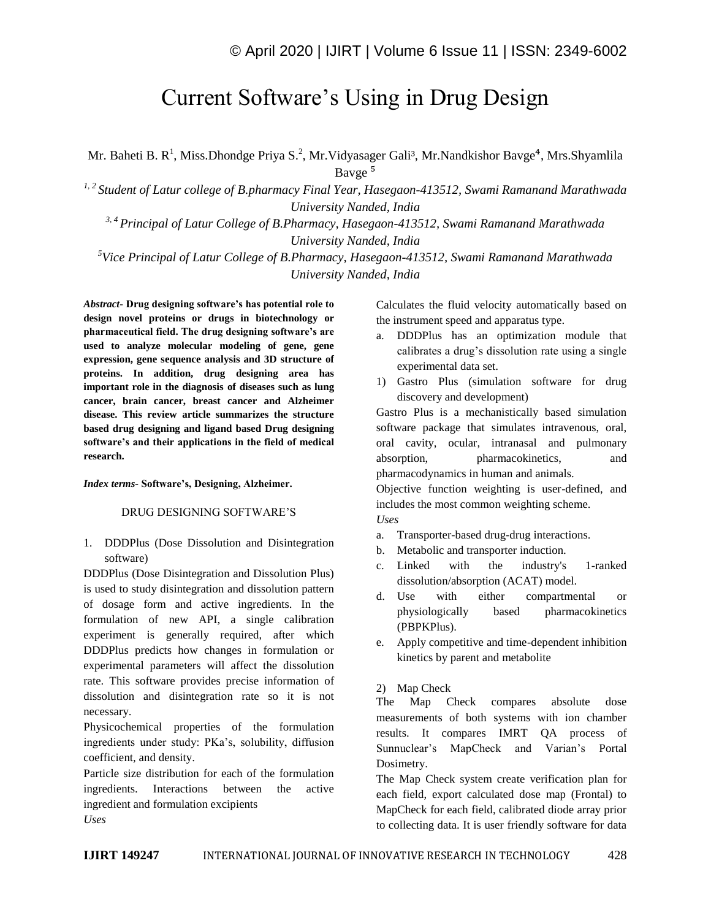# Current Software's Using in Drug Design

Mr. Baheti B. R[1], Miss.Dhondge Priya S.[2], Mr.Vidyasager Gali[3], Mr.Nandkishor Bavge[4], Mrs.Shyamlila Bavge[5]

*[1, 2] Student of Latur college of B.pharmacy Final Year, Hasegaon-413512, Swami Ramanand Marathwada University Nanded, India*

*[3, 4] Principal of Latur College of B.Pharmacy, Hasegaon-413512, Swami Ramanand Marathwada University Nanded, India*

*[5] Vice Principal of Latur College of B.Pharmacy, Hasegaon-413512, Swami Ramanand Marathwada University Nanded, India*

***Abstract-* Drug designing software's has potential role to design novel proteins or drugs in biotechnology or pharmaceutical field. The drug designing software's are used to analyze molecular modeling of gene, gene expression, gene sequence analysis and 3D structure of proteins. In addition, drug designing area has important role in the diagnosis of diseases such as lung cancer, brain cancer, breast cancer and Alzheimer disease. This review article summarizes the structure based drug designing and ligand based Drug designing software's and their applications in the field of medical research.**

***Index terms-* Software's, Designing, Alzheimer.**

## DRUG DESIGNING SOFTWARE'S

1. DDDPlus (Dose Dissolution and Disintegration software)

DDDPlus (Dose Disintegration and Dissolution Plus) is used to study disintegration and dissolution pattern of dosage form and active ingredients. In the formulation of new API, a single calibration experiment is generally required, after which DDDPlus predicts how changes in formulation or experimental parameters will affect the dissolution rate. This software provides precise information of dissolution and disintegration rate so it is not necessary.

Physicochemical properties of the formulation ingredients under study: PKa's, solubility, diffusion coefficient, and density.

Particle size distribution for each of the formulation ingredients. Interactions between the active ingredient and formulation excipients

*Uses*

Calculates the fluid velocity automatically based on the instrument speed and apparatus type.

a. DDDPlus has an optimization module that calibrates a drug's dissolution rate using a single experimental data set.

1) Gastro Plus (simulation software for drug discovery and development)

Gastro Plus is a mechanistically based simulation software package that simulates intravenous, oral, oral cavity, ocular, intranasal and pulmonary absorption, pharmacokinetics, and pharmacodynamics in human and animals.

Objective function weighting is user-defined, and includes the most common weighting scheme.

*Uses*

a. Transporter-based drug-drug interactions.
b. Metabolic and transporter induction.
c. Linked with the industry's 1-ranked dissolution/absorption (ACAT) model.
d. Use with either compartmental or physiologically based pharmacokinetics (PBPKPlus).
e. Apply competitive and time-dependent inhibition kinetics by parent and metabolite

2) Map Check

The Map Check compares absolute dose measurements of both systems with ion chamber results. It compares IMRT QA process of Sunnuclear's MapCheck and Varian's Portal Dosimetry.

The Map Check system create verification plan for each field, export calculated dose map (Frontal) to MapCheck for each field, calibrated diode array prior to collecting data. It is user friendly software for data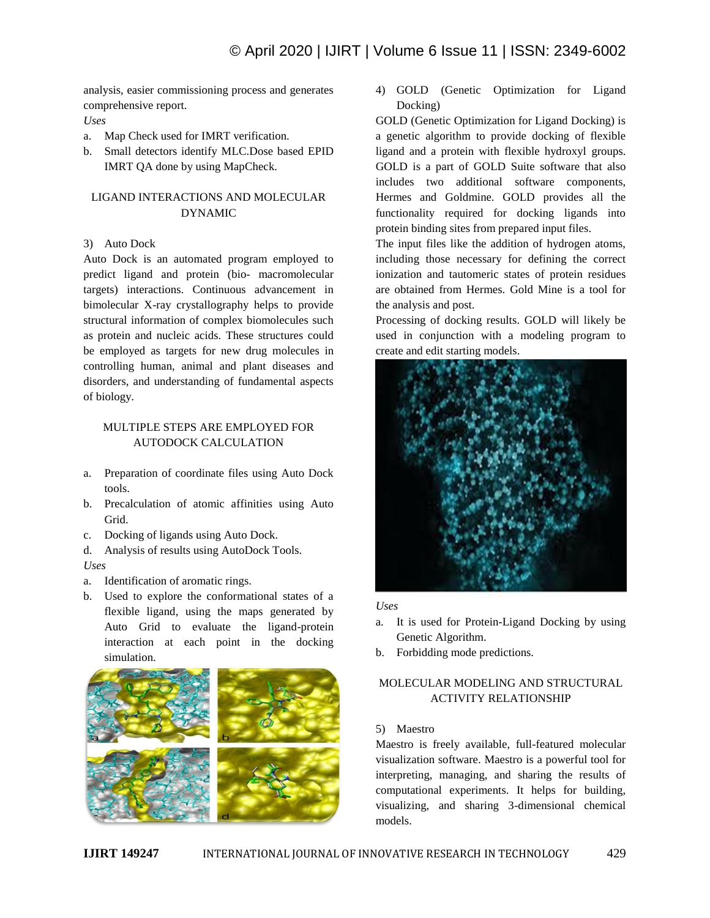analysis, easier commissioning process and generates comprehensive report.

*Uses*

a. Map Check used for IMRT verification.
b. Small detectors identify MLC.Dose based EPID IMRT QA done by using MapCheck.

## LIGAND INTERACTIONS AND MOLECULAR DYNAMIC

### 3) Auto Dock

Auto Dock is an automated program employed to predict ligand and protein (bio- macromolecular targets) interactions. Continuous advancement in bimolecular X-ray crystallography helps to provide structural information of complex biomolecules such as protein and nucleic acids. These structures could be employed as targets for new drug molecules in controlling human, animal and plant diseases and disorders, and understanding of fundamental aspects of biology.

## MULTIPLE STEPS ARE EMPLOYED FOR AUTODOCK CALCULATION

a. Preparation of coordinate files using Auto Dock tools.
b. Precalculation of atomic affinities using Auto Grid.
c. Docking of ligands using Auto Dock.
d. Analysis of results using AutoDock Tools.

*Uses*

a. Identification of aromatic rings.
b. Used to explore the conformational states of a flexible ligand, using the maps generated by Auto Grid to evaluate the ligand-protein interaction at each point in the docking simulation.

### 4) GOLD (Genetic Optimization for Ligand Docking)

GOLD (Genetic Optimization for Ligand Docking) is a genetic algorithm to provide docking of flexible ligand and a protein with flexible hydroxyl groups. GOLD is a part of GOLD Suite software that also includes two additional software components, Hermes and Goldmine. GOLD provides all the functionality required for docking ligands into protein binding sites from prepared input files.

The input files like the addition of hydrogen atoms, including those necessary for defining the correct ionization and tautomeric states of protein residues are obtained from Hermes. Gold Mine is a tool for the analysis and post.

Processing of docking results. GOLD will likely be used in conjunction with a modeling program to create and edit starting models.

*Uses*

a. It is used for Protein-Ligand Docking by using Genetic Algorithm.
b. Forbidding mode predictions.

## MOLECULAR MODELING AND STRUCTURAL ACTIVITY RELATIONSHIP

### 5) Maestro

Maestro is freely available, full-featured molecular visualization software. Maestro is a powerful tool for interpreting, managing, and sharing the results of computational experiments. It helps for building, visualizing, and sharing 3-dimensional chemical models.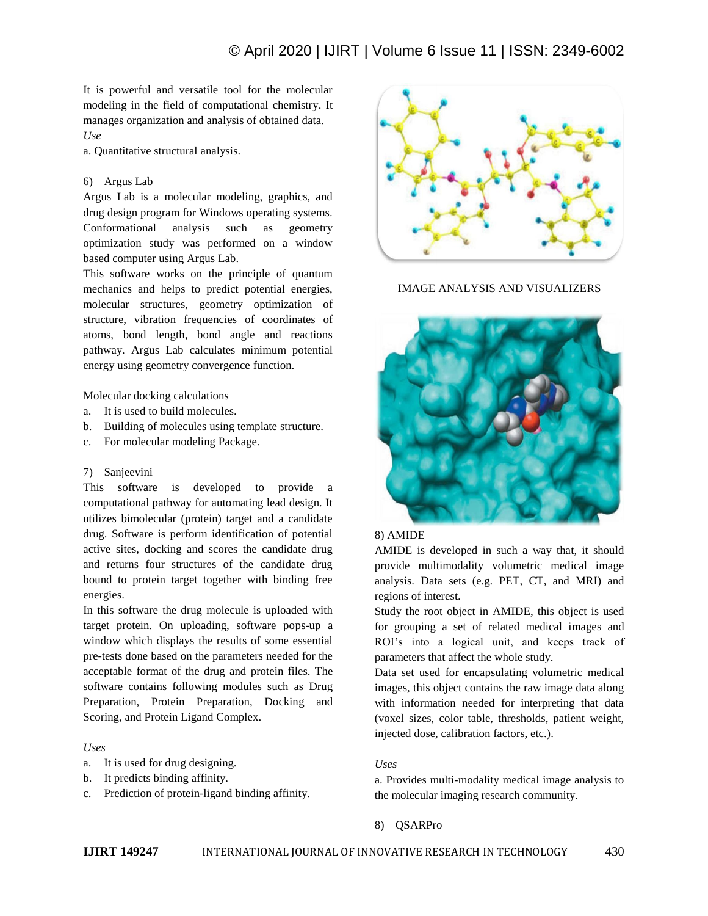It is powerful and versatile tool for the molecular modeling in the field of computational chemistry. It manages organization and analysis of obtained data.

*Use*

a. Quantitative structural analysis.

6) Argus Lab

Argus Lab is a molecular modeling, graphics, and drug design program for Windows operating systems. Conformational analysis such as geometry optimization study was performed on a window based computer using Argus Lab.

This software works on the principle of quantum mechanics and helps to predict potential energies, molecular structures, geometry optimization of structure, vibration frequencies of coordinates of atoms, bond length, bond angle and reactions pathway. Argus Lab calculates minimum potential energy using geometry convergence function.

Molecular docking calculations

a. It is used to build molecules.
b. Building of molecules using template structure.
c. For molecular modeling Package.

7) Sanjeevini

This software is developed to provide a computational pathway for automating lead design. It utilizes bimolecular (protein) target and a candidate drug. Software is perform identification of potential active sites, docking and scores the candidate drug and returns four structures of the candidate drug bound to protein target together with binding free energies.

In this software the drug molecule is uploaded with target protein. On uploading, software pops-up a window which displays the results of some essential pre-tests done based on the parameters needed for the acceptable format of the drug and protein files. The software contains following modules such as Drug Preparation, Protein Preparation, Docking and Scoring, and Protein Ligand Complex.

*Uses*

a. It is used for drug designing.
b. It predicts binding affinity.
c. Prediction of protein-ligand binding affinity.

IMAGE ANALYSIS AND VISUALIZERS

8) AMIDE

AMIDE is developed in such a way that, it should provide multimodality volumetric medical image analysis. Data sets (e.g. PET, CT, and MRI) and regions of interest.

Study the root object in AMIDE, this object is used for grouping a set of related medical images and ROI's into a logical unit, and keeps track of parameters that affect the whole study.

Data set used for encapsulating volumetric medical images, this object contains the raw image data along with information needed for interpreting that data (voxel sizes, color table, thresholds, patient weight, injected dose, calibration factors, etc.).

*Uses*

a. Provides multi-modality medical image analysis to the molecular imaging research community.

8) QSARPro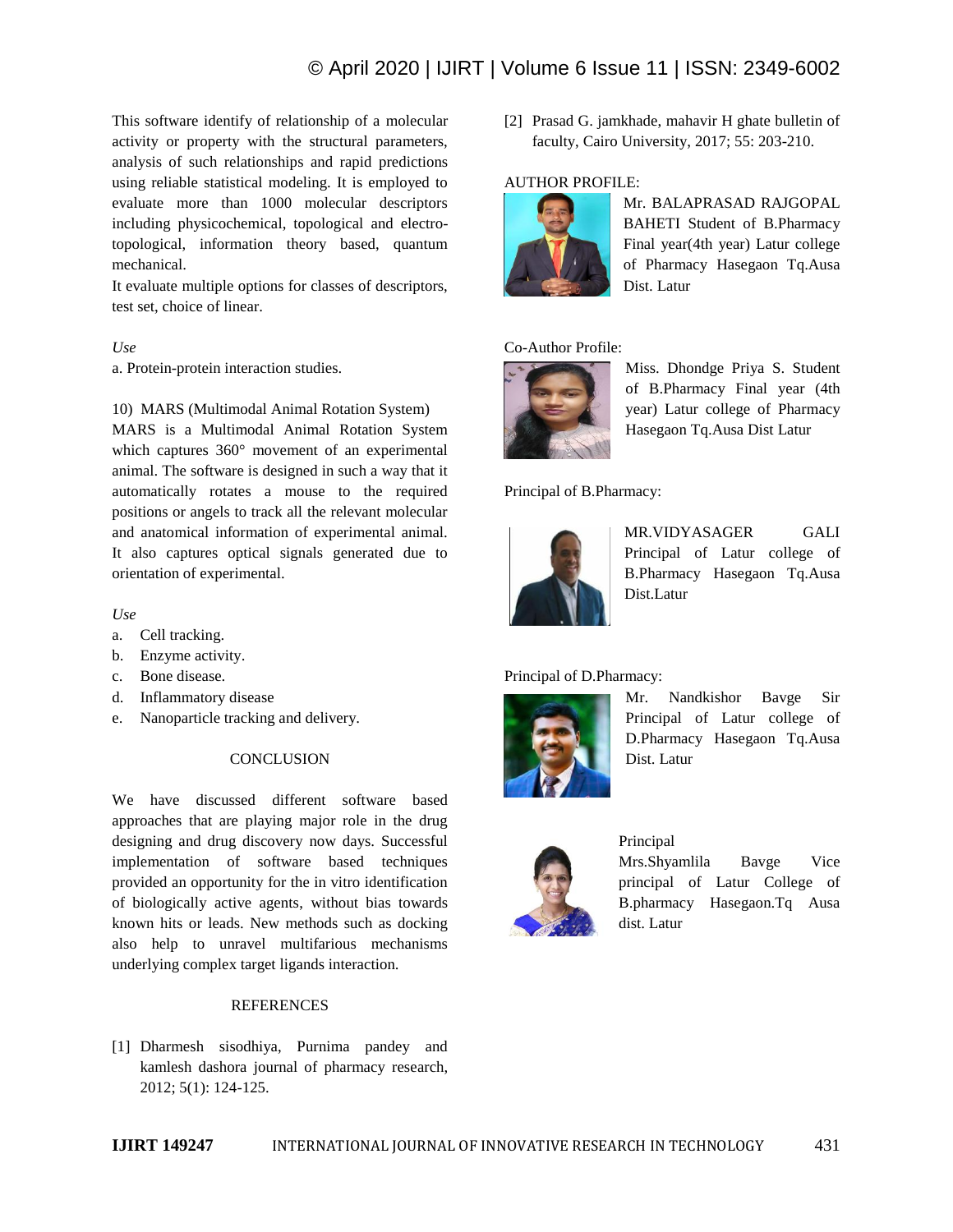This software identify of relationship of a molecular activity or property with the structural parameters, analysis of such relationships and rapid predictions using reliable statistical modeling. It is employed to evaluate more than 1000 molecular descriptors including physicochemical, topological and electro-topological, information theory based, quantum mechanical.

It evaluate multiple options for classes of descriptors, test set, choice of linear.

*Use*

a. Protein-protein interaction studies.

10) MARS (Multimodal Animal Rotation System)

MARS is a Multimodal Animal Rotation System which captures 360° movement of an experimental animal. The software is designed in such a way that it automatically rotates a mouse to the required positions or angels to track all the relevant molecular and anatomical information of experimental animal. It also captures optical signals generated due to orientation of experimental.

*Use*

a. Cell tracking.
b. Enzyme activity.
c. Bone disease.
d. Inflammatory disease
e. Nanoparticle tracking and delivery.

## CONCLUSION

We have discussed different software based approaches that are playing major role in the drug designing and drug discovery now days. Successful implementation of software based techniques provided an opportunity for the in vitro identification of biologically active agents, without bias towards known hits or leads. New methods such as docking also help to unravel multifarious mechanisms underlying complex target ligands interaction.

## REFERENCES

[1] Dharmesh sisodhiya, Purnima pandey and kamlesh dashora journal of pharmacy research, 2012; 5(1): 124-125.

[2] Prasad G. jamkhade, mahavir H ghate bulletin of faculty, Cairo University, 2017; 55: 203-210.

AUTHOR PROFILE:

Mr. BALAPRASAD RAJGOPAL BAHETI Student of B.Pharmacy Final year(4th year) Latur college of Pharmacy Hasegaon Tq.Ausa Dist. Latur

Co-Author Profile:

Miss. Dhondge Priya S. Student of B.Pharmacy Final year (4th year) Latur college of Pharmacy Hasegaon Tq.Ausa Dist Latur

Principal of B.Pharmacy:

MR.VIDYASAGER GALI Principal of Latur college of B.Pharmacy Hasegaon Tq.Ausa Dist.Latur

Principal of D.Pharmacy:

Mr. Nandkishor Bavge Sir Principal of Latur college of D.Pharmacy Hasegaon Tq.Ausa Dist. Latur

Principal

Mrs.Shyamlila Bavge Vice principal of Latur College of B.pharmacy Hasegaon.Tq Ausa dist. Latur